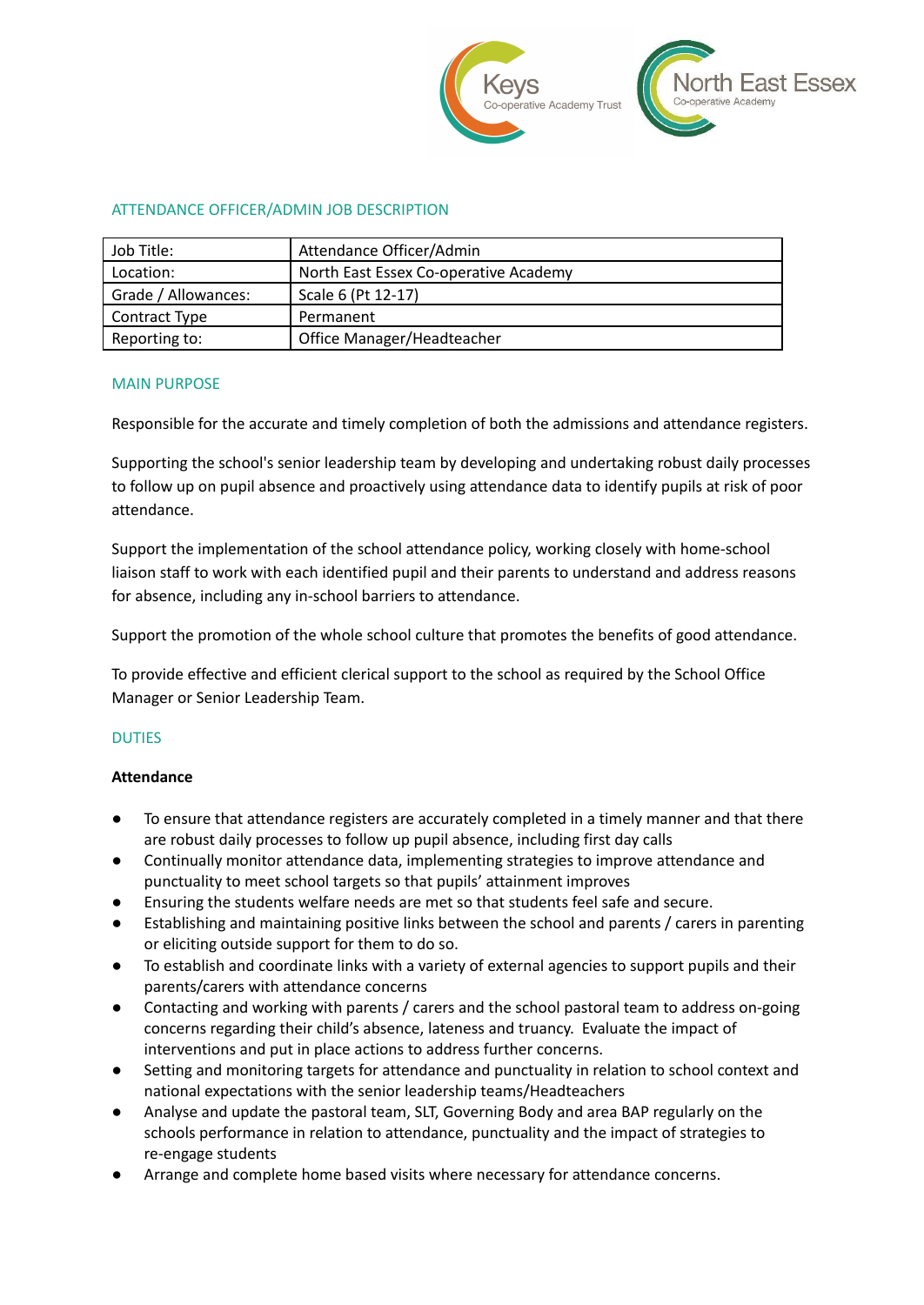## ATTENDANCE OFFICER/ADMIN JOB DESCRIPTION

| Job Title: | Attendance Officer/Admin |
|---|---|
| Location: | North East Essex Co-operative Academy |
| Grade / Allowances: | Scale 6 (Pt 12-17) |
| Contract Type | Permanent |
| Reporting to: | Office Manager/Headteacher |

## MAIN PURPOSE

Responsible for the accurate and timely completion of both the admissions and attendance registers.

Supporting the school's senior leadership team by developing and undertaking robust daily processes to follow up on pupil absence and proactively using attendance data to identify pupils at risk of poor attendance.

Support the implementation of the school attendance policy, working closely with home-school liaison staff to work with each identified pupil and their parents to understand and address reasons for absence, including any in-school barriers to attendance.

Support the promotion of the whole school culture that promotes the benefits of good attendance.

To provide effective and efficient clerical support to the school as required by the School Office Manager or Senior Leadership Team.

## DUTIES

**Attendance**

- To ensure that attendance registers are accurately completed in a timely manner and that there are robust daily processes to follow up pupil absence, including first day calls
- Continually monitor attendance data, implementing strategies to improve attendance and punctuality to meet school targets so that pupils' attainment improves
- Ensuring the students welfare needs are met so that students feel safe and secure.
- Establishing and maintaining positive links between the school and parents / carers in parenting or eliciting outside support for them to do so.
- To establish and coordinate links with a variety of external agencies to support pupils and their parents/carers with attendance concerns
- Contacting and working with parents / carers and the school pastoral team to address on-going concerns regarding their child's absence, lateness and truancy. Evaluate the impact of interventions and put in place actions to address further concerns.
- Setting and monitoring targets for attendance and punctuality in relation to school context and national expectations with the senior leadership teams/Headteachers
- Analyse and update the pastoral team, SLT, Governing Body and area BAP regularly on the schools performance in relation to attendance, punctuality and the impact of strategies to re-engage students
- Arrange and complete home based visits where necessary for attendance concerns.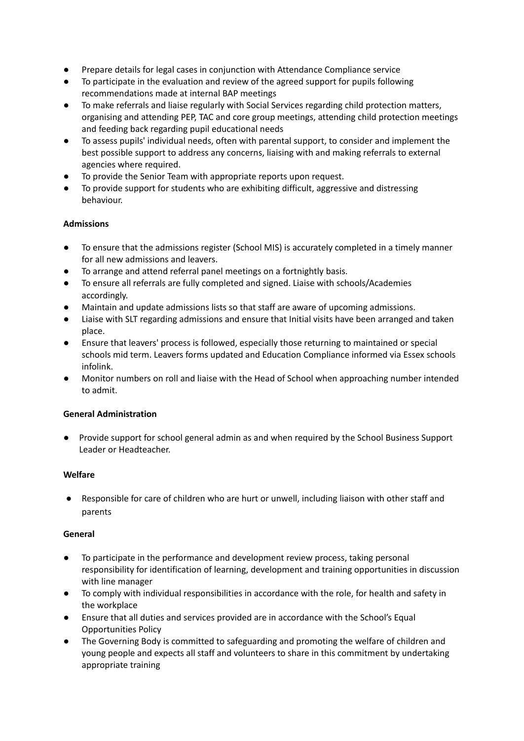- Prepare details for legal cases in conjunction with Attendance Compliance service
- To participate in the evaluation and review of the agreed support for pupils following recommendations made at internal BAP meetings
- To make referrals and liaise regularly with Social Services regarding child protection matters, organising and attending PEP, TAC and core group meetings, attending child protection meetings and feeding back regarding pupil educational needs
- To assess pupils' individual needs, often with parental support, to consider and implement the best possible support to address any concerns, liaising with and making referrals to external agencies where required.
- To provide the Senior Team with appropriate reports upon request.
- To provide support for students who are exhibiting difficult, aggressive and distressing behaviour.

**Admissions**

- To ensure that the admissions register (School MIS) is accurately completed in a timely manner for all new admissions and leavers.
- To arrange and attend referral panel meetings on a fortnightly basis.
- To ensure all referrals are fully completed and signed. Liaise with schools/Academies accordingly.
- Maintain and update admissions lists so that staff are aware of upcoming admissions.
- Liaise with SLT regarding admissions and ensure that Initial visits have been arranged and taken place.
- Ensure that leavers' process is followed, especially those returning to maintained or special schools mid term. Leavers forms updated and Education Compliance informed via Essex schools infolink.
- Monitor numbers on roll and liaise with the Head of School when approaching number intended to admit.

**General Administration**

- Provide support for school general admin as and when required by the School Business Support Leader or Headteacher.

**Welfare**

- Responsible for care of children who are hurt or unwell, including liaison with other staff and parents

**General**

- To participate in the performance and development review process, taking personal responsibility for identification of learning, development and training opportunities in discussion with line manager
- To comply with individual responsibilities in accordance with the role, for health and safety in the workplace
- Ensure that all duties and services provided are in accordance with the School's Equal Opportunities Policy
- The Governing Body is committed to safeguarding and promoting the welfare of children and young people and expects all staff and volunteers to share in this commitment by undertaking appropriate training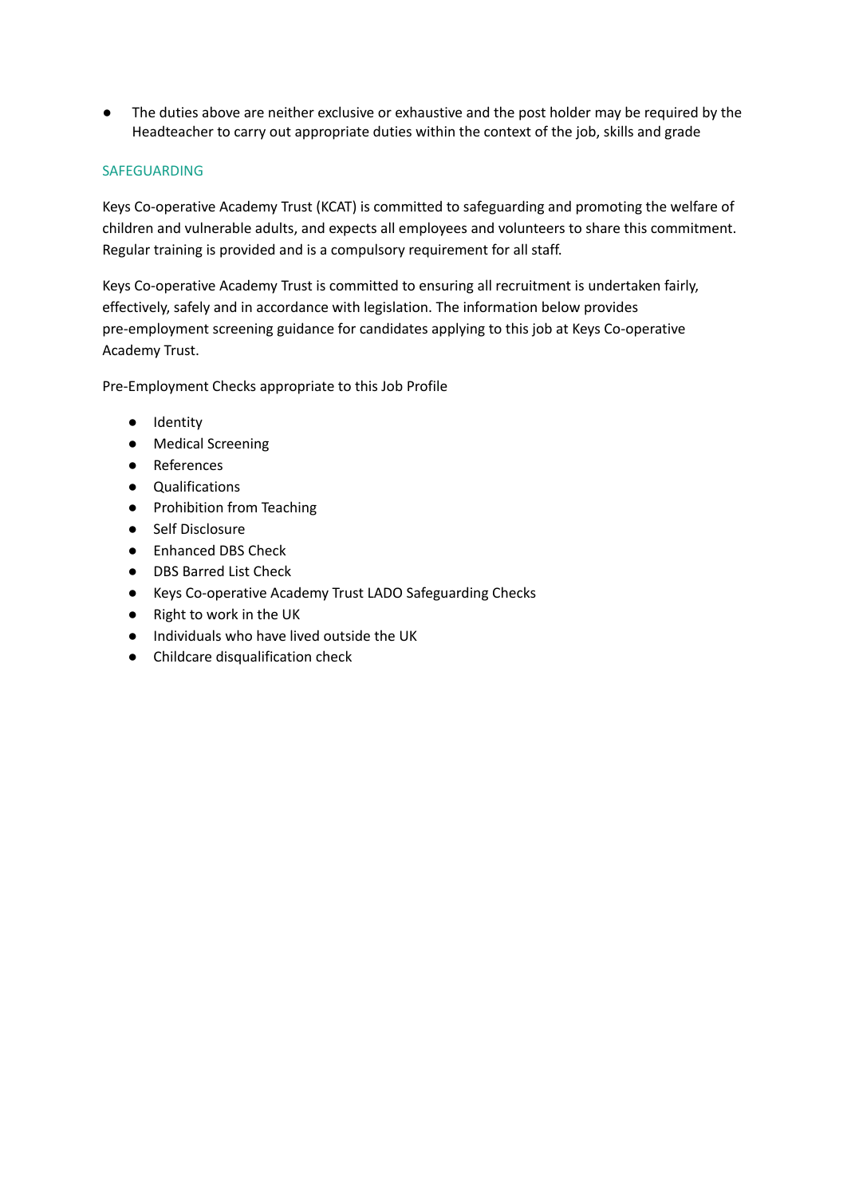- The duties above are neither exclusive or exhaustive and the post holder may be required by the Headteacher to carry out appropriate duties within the context of the job, skills and grade

## SAFEGUARDING

Keys Co-operative Academy Trust (KCAT) is committed to safeguarding and promoting the welfare of children and vulnerable adults, and expects all employees and volunteers to share this commitment. Regular training is provided and is a compulsory requirement for all staff.

Keys Co-operative Academy Trust is committed to ensuring all recruitment is undertaken fairly, effectively, safely and in accordance with legislation. The information below provides pre-employment screening guidance for candidates applying to this job at Keys Co-operative Academy Trust.

Pre-Employment Checks appropriate to this Job Profile

- Identity
- Medical Screening
- References
- Qualifications
- Prohibition from Teaching
- Self Disclosure
- Enhanced DBS Check
- DBS Barred List Check
- Keys Co-operative Academy Trust LADO Safeguarding Checks
- Right to work in the UK
- Individuals who have lived outside the UK
- Childcare disqualification check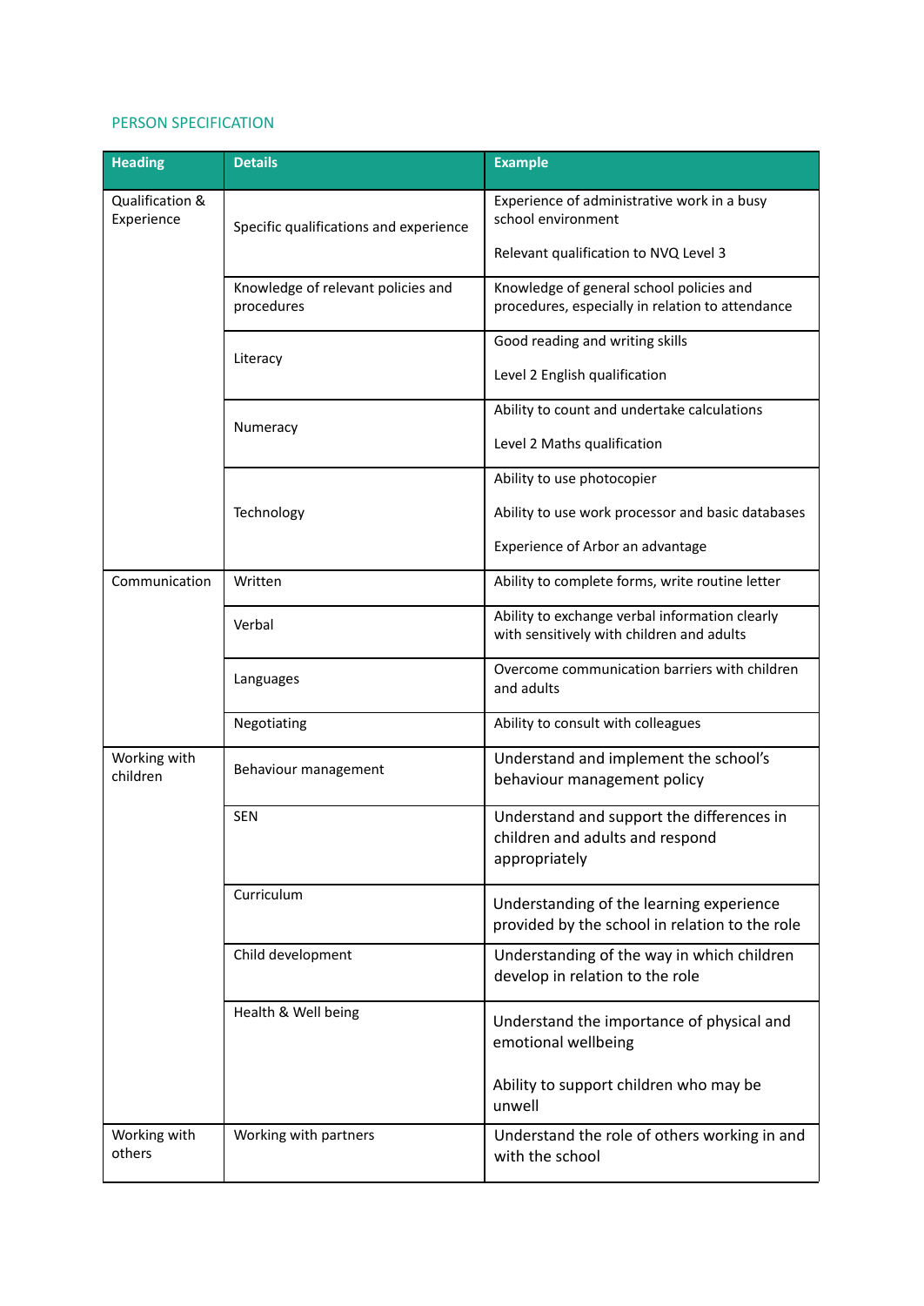## PERSON SPECIFICATION

| Heading | Details | Example |
|---|---|---|
| Qualification & Experience | Specific qualifications and experience | Experience of administrative work in a busy school environment<br><br>Relevant qualification to NVQ Level 3 |
| | Knowledge of relevant policies and procedures | Knowledge of general school policies and procedures, especially in relation to attendance |
| | Literacy | Good reading and writing skills<br><br>Level 2 English qualification |
| | Numeracy | Ability to count and undertake calculations<br><br>Level 2 Maths qualification |
| | Technology | Ability to use photocopier<br><br>Ability to use work processor and basic databases<br><br>Experience of Arbor an advantage |
| Communication | Written | Ability to complete forms, write routine letter |
| | Verbal | Ability to exchange verbal information clearly with sensitively with children and adults |
| | Languages | Overcome communication barriers with children and adults |
| | Negotiating | Ability to consult with colleagues |
| Working with children | Behaviour management | Understand and implement the school's behaviour management policy |
| | SEN | Understand and support the differences in children and adults and respond appropriately |
| | Curriculum | Understanding of the learning experience provided by the school in relation to the role |
| | Child development | Understanding of the way in which children develop in relation to the role |
| | Health & Well being | Understand the importance of physical and emotional wellbeing<br><br>Ability to support children who may be unwell |
| Working with others | Working with partners | Understand the role of others working in and with the school |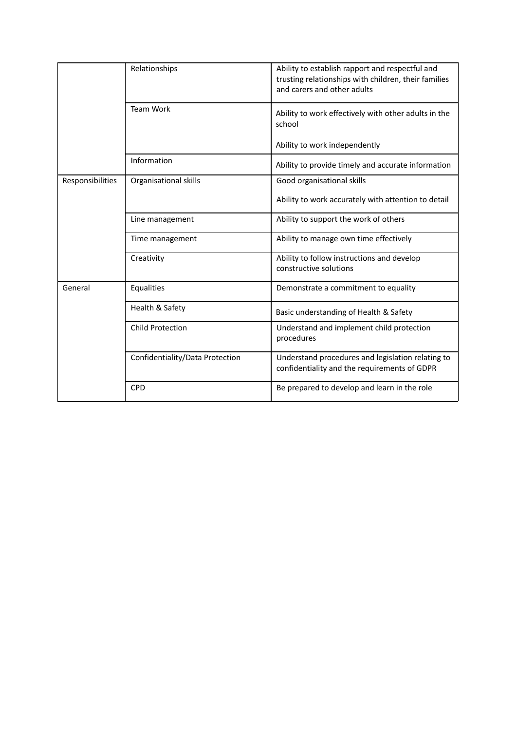| | | |
|---|---|---|
| | Relationships | Ability to establish rapport and respectful and trusting relationships with children, their families and carers and other adults |
| | Team Work | Ability to work effectively with other adults in the school<br><br>Ability to work independently |
| | Information | Ability to provide timely and accurate information |
| Responsibilities | Organisational skills | Good organisational skills<br><br>Ability to work accurately with attention to detail |
| | Line management | Ability to support the work of others |
| | Time management | Ability to manage own time effectively |
| | Creativity | Ability to follow instructions and develop constructive solutions |
| General | Equalities | Demonstrate a commitment to equality |
| | Health & Safety | Basic understanding of Health & Safety |
| | Child Protection | Understand and implement child protection procedures |
| | Confidentiality/Data Protection | Understand procedures and legislation relating to confidentiality and the requirements of GDPR |
| | CPD | Be prepared to develop and learn in the role |